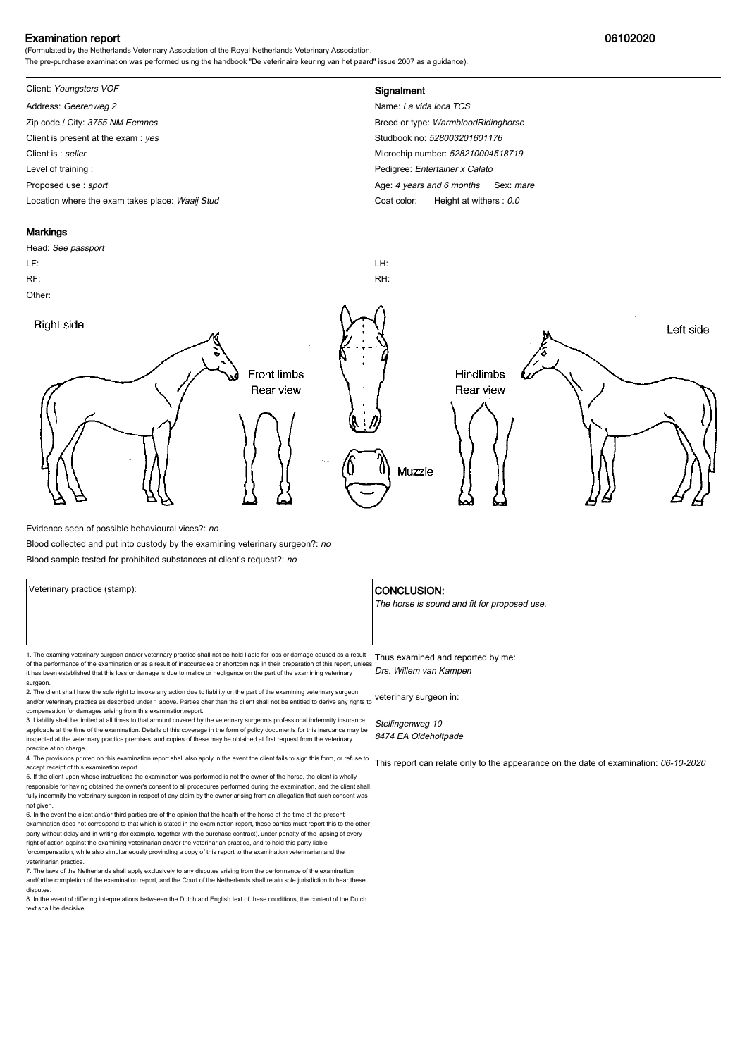# Examination report

06102020

(Formulated by the Netherlands Veterinary Association of the Royal Netherlands Veterinary Association.
The pre-purchase examination was performed using the handbook "De veterinaire keuring van het paard" issue 2007 as a guidance).

Client: *Youngsters VOF*
Address: *Geerenweg 2*
Zip code / City: *3755 NM Eemnes*
Client is present at the exam : *yes*
Client is : *seller*
Level of training :
Proposed use : *sport*
Location where the exam takes place: *Waaij Stud*

## Signalment

Name: *La vida loca TCS*
Breed or type: *WarmbloodRidinghorse*
Studbook no: *528003201601176*
Microchip number: *528210004518719*
Pedigree: *Entertainer x Calato*
Age: *4 years and 6 months* Sex: *mare*
Coat color: Height at withers : *0.0*

## Markings

Head: *See passport*
LF:
RF:
Other:
LH:
RH:

Right side — Front limbs Rear view — Muzzle — Hindlimbs Rear view — Left side

Evidence seen of possible behavioural vices?: *no*
Blood collected and put into custody by the examining veterinary surgeon?: *no*
Blood sample tested for prohibited substances at client's request?: *no*

Veterinary practice (stamp):

## CONCLUSION:

*The horse is sound and fit for proposed use.*

Thus examined and reported by me:
*Drs. Willem van Kampen*

veterinary surgeon in:

*Stellingenweg 10*
*8474 EA Oldeholtpade*

This report can relate only to the appearance on the date of examination: *06-10-2020*

1. The examing veterinary surgeon and/or veterinary practice shall not be held liable for loss or damage caused as a result of the performance of the examination or as a result of inaccuracies or shortcomings in their preparation of this report, unless it has been established that this loss or damage is due to malice or negligence on the part of the examining veterinary surgeon.
2. The client shall have the sole right to invoke any action due to liability on the part of the examining veterinary surgeon and/or veterinary practice as described under 1 above. Parties oher than the client shall not be entitled to derive any rights to compensation for damages arising from this examination/report.
3. Liability shall be limited at all times to that amount covered by the veterinary surgeon's professional indemnity insurance applicable at the time of the examination. Details of this coverage in the form of policy documents for this insruance may be inspected at the veterinary practice premises, and copies of these may be obtained at first request from the veterinary practice at no charge.
4. The provisions printed on this examination report shall also apply in the event the client fails to sign this form, or refuse to accept receipt of this examination report.
5. If the client upon whose instructions the examination was performed is not the owner of the horse, the client is wholly responsible for having obtained the owner's consent to all procedures performed during the examination, and the client shall fully indemnify the veterinary surgeon in respect of any claim by the owner arising from an allegation that such consent was not given.
6. In the event the client and/or third parties are of the opinion that the health of the horse at the time of the present examination does not correspond to that which is stated in the examination report, these parties must report this to the other party without delay and in writing (for example, together with the purchase contract), under penalty of the lapsing of every right of action against the examining veterinarian and/or the veterinarian practice, and to hold this party liable forcompensation, while also simultaneously provinding a copy of this report to the examination veterinarian and the veterinarian practice.
7. The laws of the Netherlands shall apply exclusively to any disputes arising from the performance of the examination and/orthe completion of the examination report, and the Court of the Netherlands shall retain sole jurisdiction to hear these disputes.
8. In the event of differing interpretations betweeen the Dutch and English text of these conditions, the content of the Dutch text shall be decisive.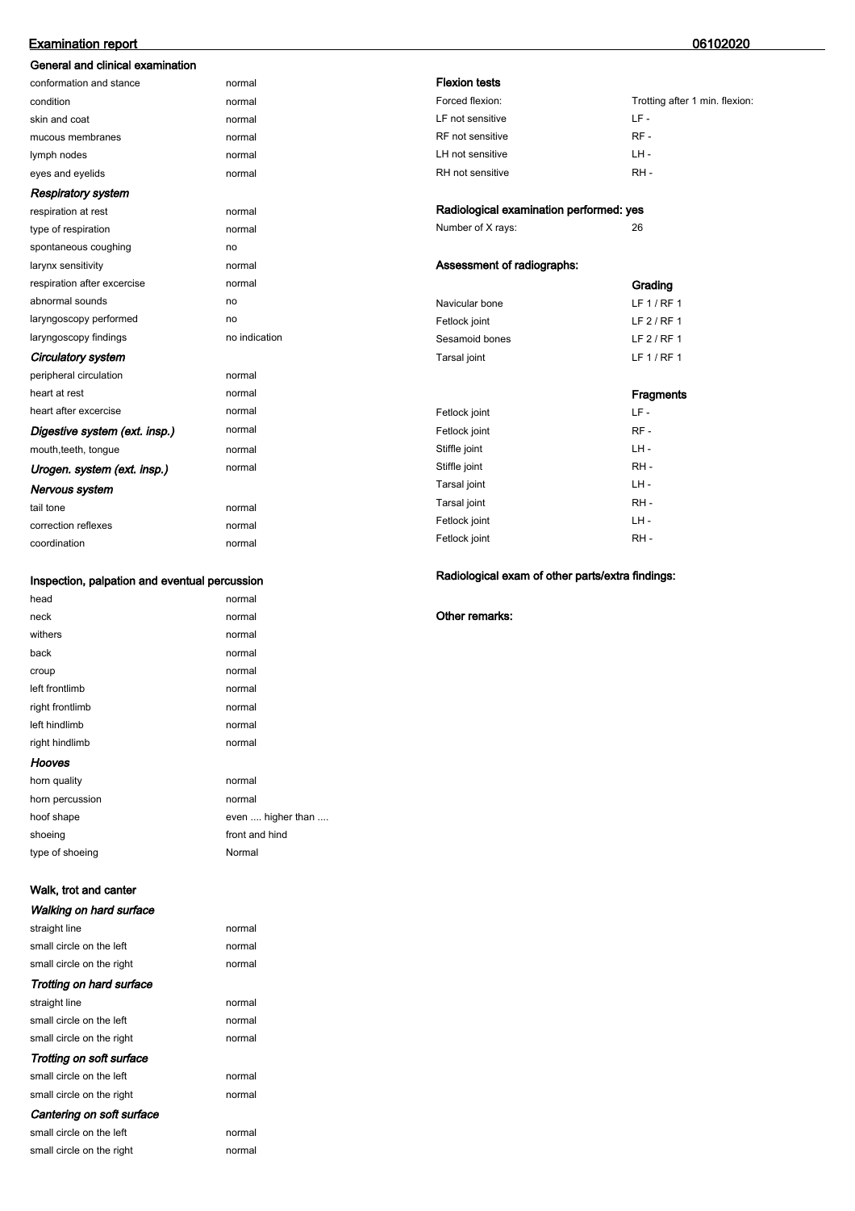## Examination report

06102020

### General and clinical examination

| | |
|---|---|
| conformation and stance | normal |
| condition | normal |
| skin and coat | normal |
| mucous membranes | normal |
| lymph nodes | normal |
| eyes and eyelids | normal |

#### *Respiratory system*

| | |
|---|---|
| respiration at rest | normal |
| type of respiration | normal |
| spontaneous coughing | no |
| larynx sensitivity | normal |
| respiration after excercise | normal |
| abnormal sounds | no |
| laryngoscopy performed | no |
| laryngoscopy findings | no indication |

#### *Circulatory system*

| | |
|---|---|
| peripheral circulation | normal |
| heart at rest | normal |
| heart after excercise | normal |

#### *Digestive system (ext. insp.)*

normal

| | |
|---|---|
| mouth,teeth, tongue | normal |

#### *Urogen. system (ext. insp.)*

normal

#### *Nervous system*

| | |
|---|---|
| tail tone | normal |
| correction reflexes | normal |
| coordination | normal |

### Inspection, palpation and eventual percussion

| | |
|---|---|
| head | normal |
| neck | normal |
| withers | normal |
| back | normal |
| croup | normal |
| left frontlimb | normal |
| right frontlimb | normal |
| left hindlimb | normal |
| right hindlimb | normal |

#### *Hooves*

| | |
|---|---|
| horn quality | normal |
| horn percussion | normal |
| hoof shape | even .... higher than .... |
| shoeing | front and hind |
| type of shoeing | Normal |

### Walk, trot and canter

#### *Walking on hard surface*

| | |
|---|---|
| straight line | normal |
| small circle on the left | normal |
| small circle on the right | normal |

#### *Trotting on hard surface*

| | |
|---|---|
| straight line | normal |
| small circle on the left | normal |
| small circle on the right | normal |

#### *Trotting on soft surface*

| | |
|---|---|
| small circle on the left | normal |
| small circle on the right | normal |

#### *Cantering on soft surface*

| | |
|---|---|
| small circle on the left | normal |
| small circle on the right | normal |

### Flexion tests

| Forced flexion: | Trotting after 1 min. flexion: |
|---|---|
| LF not sensitive | LF - |
| RF not sensitive | RF - |
| LH not sensitive | LH - |
| RH not sensitive | RH - |

### Radiological examination performed: yes

| | |
|---|---|
| Number of X rays: | 26 |

### Assessment of radiographs:

| | Grading |
|---|---|
| Navicular bone | LF 1 / RF 1 |
| Fetlock joint | LF 2 / RF 1 |
| Sesamoid bones | LF 2 / RF 1 |
| Tarsal joint | LF 1 / RF 1 |

| | Fragments |
|---|---|
| Fetlock joint | LF - |
| Fetlock joint | RF - |
| Stiffle joint | LH - |
| Stiffle joint | RH - |
| Tarsal joint | LH - |
| Tarsal joint | RH - |
| Fetlock joint | LH - |
| Fetlock joint | RH - |

### Radiological exam of other parts/extra findings:

### Other remarks: